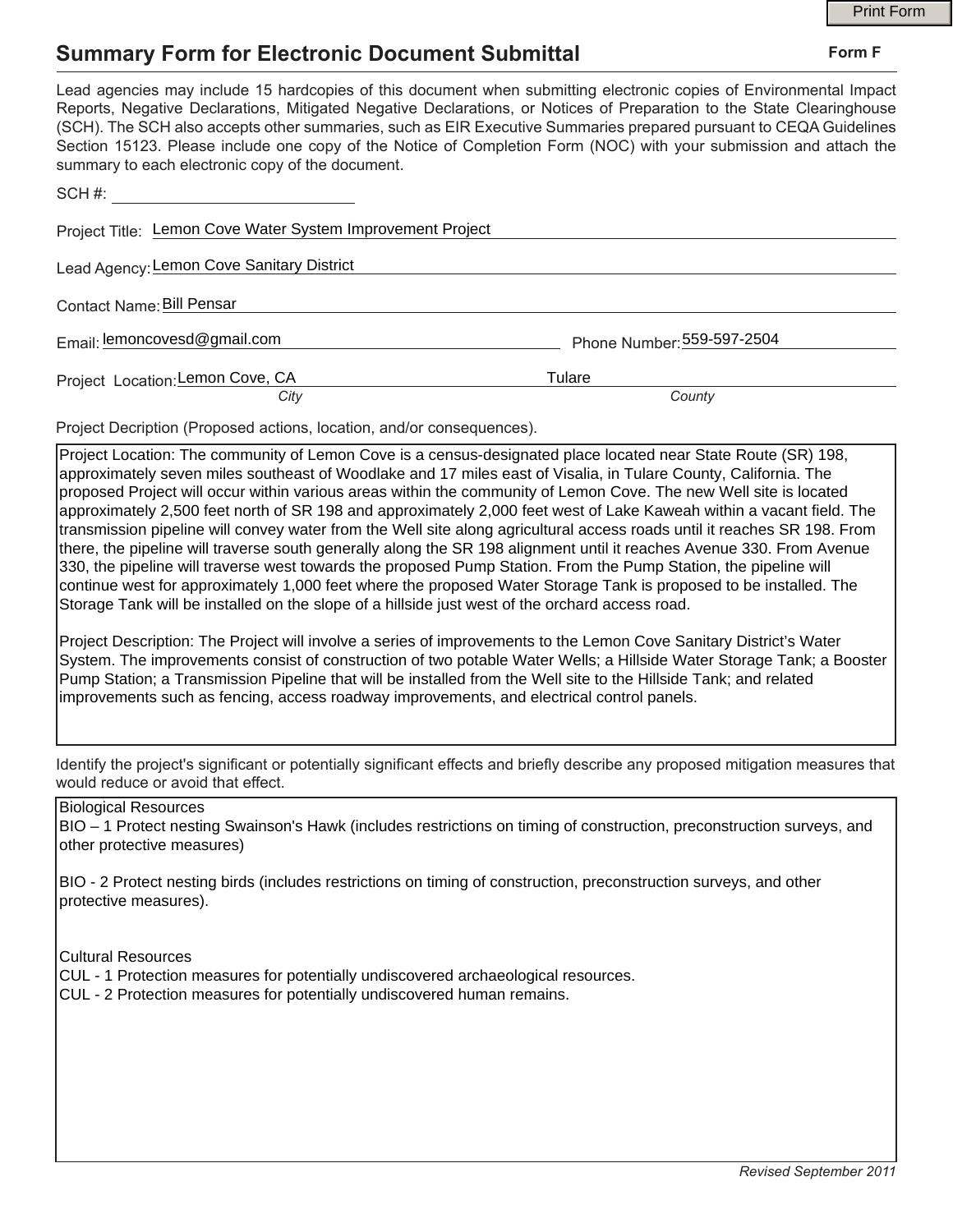# Summary Form for Electronic Document Submittal

**Form F**

Lead agencies may include 15 hardcopies of this document when submitting electronic copies of Environmental Impact Reports, Negative Declarations, Mitigated Negative Declarations, or Notices of Preparation to the State Clearinghouse (SCH). The SCH also accepts other summaries, such as EIR Executive Summaries prepared pursuant to CEQA Guidelines Section 15123. Please include one copy of the Notice of Completion Form (NOC) with your submission and attach the summary to each electronic copy of the document.

SCH #: 

Project Title: Lemon Cove Water System Improvement Project

Lead Agency: Lemon Cove Sanitary District

Contact Name: Bill Pensar

Email: lemoncovesd@gmail.com

Phone Number: 559-597-2504

Project Location: Lemon Cove, CA (*City*) Tulare (*County*)

Project Decription (Proposed actions, location, and/or consequences).

Project Location: The community of Lemon Cove is a census-designated place located near State Route (SR) 198, approximately seven miles southeast of Woodlake and 17 miles east of Visalia, in Tulare County, California. The proposed Project will occur within various areas within the community of Lemon Cove. The new Well site is located approximately 2,500 feet north of SR 198 and approximately 2,000 feet west of Lake Kaweah within a vacant field. The transmission pipeline will convey water from the Well site along agricultural access roads until it reaches SR 198. From there, the pipeline will traverse south generally along the SR 198 alignment until it reaches Avenue 330. From Avenue 330, the pipeline will traverse west towards the proposed Pump Station. From the Pump Station, the pipeline will continue west for approximately 1,000 feet where the proposed Water Storage Tank is proposed to be installed. The Storage Tank will be installed on the slope of a hillside just west of the orchard access road.

Project Description: The Project will involve a series of improvements to the Lemon Cove Sanitary District's Water System. The improvements consist of construction of two potable Water Wells; a Hillside Water Storage Tank; a Booster Pump Station; a Transmission Pipeline that will be installed from the Well site to the Hillside Tank; and related improvements such as fencing, access roadway improvements, and electrical control panels.

Identify the project's significant or potentially significant effects and briefly describe any proposed mitigation measures that would reduce or avoid that effect.

Biological Resources
BIO – 1 Protect nesting Swainson's Hawk (includes restrictions on timing of construction, preconstruction surveys, and other protective measures)

BIO - 2 Protect nesting birds (includes restrictions on timing of construction, preconstruction surveys, and other protective measures).

Cultural Resources
CUL - 1 Protection measures for potentially undiscovered archaeological resources.
CUL - 2 Protection measures for potentially undiscovered human remains.

*Revised September 2011*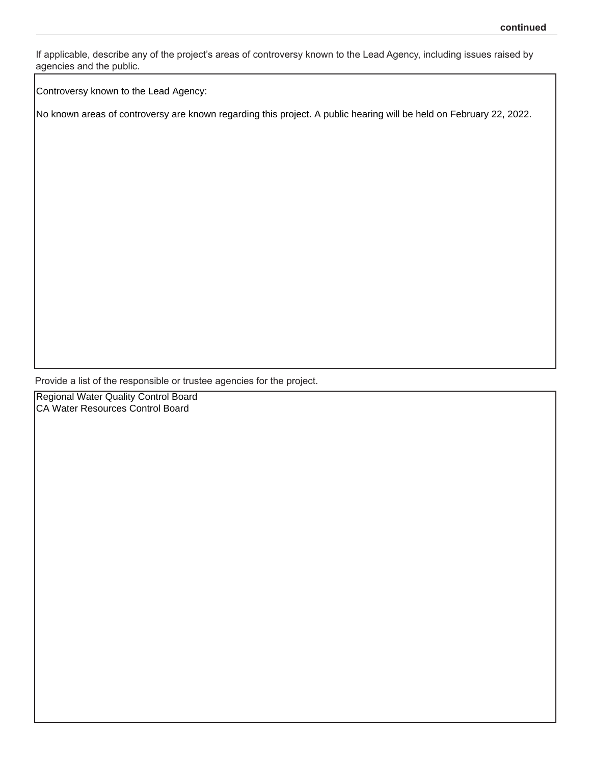**continued**

If applicable, describe any of the project's areas of controversy known to the Lead Agency, including issues raised by agencies and the public.

Controversy known to the Lead Agency:

No known areas of controversy are known regarding this project. A public hearing will be held on February 22, 2022.

Provide a list of the responsible or trustee agencies for the project.

Regional Water Quality Control Board
CA Water Resources Control Board